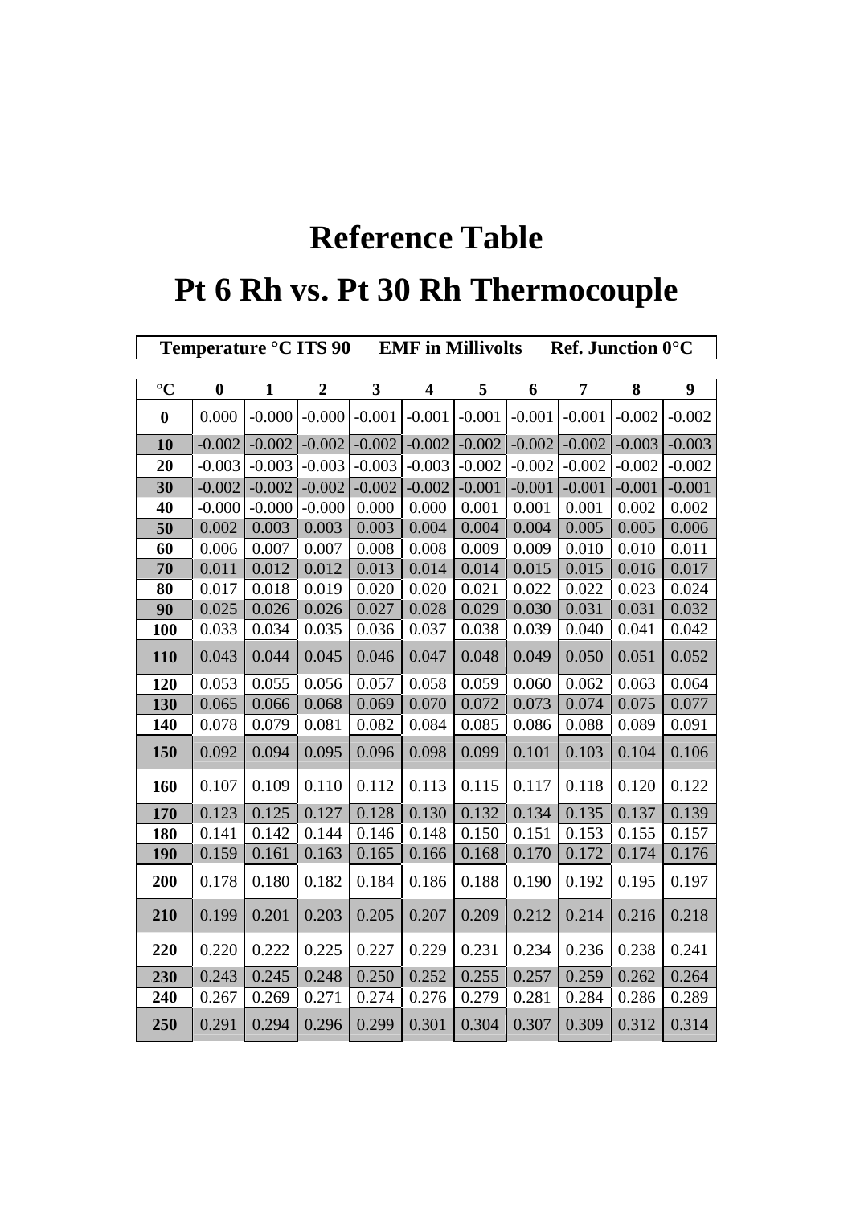# Reference Table

# Pt 6 Rh vs. Pt 30 Rh Thermocouple

**Temperature °C ITS 90 EMF in Millivolts Ref. Junction 0°C**

| °C | 0 | 1 | 2 | 3 | 4 | 5 | 6 | 7 | 8 | 9 |
|---|---|---|---|---|---|---|---|---|---|---|
| **0** | 0.000 | -0.000 | -0.000 | -0.001 | -0.001 | -0.001 | -0.001 | -0.001 | -0.002 | -0.002 |
| **10** | -0.002 | -0.002 | -0.002 | -0.002 | -0.002 | -0.002 | -0.002 | -0.002 | -0.003 | -0.003 |
| **20** | -0.003 | -0.003 | -0.003 | -0.003 | -0.003 | -0.002 | -0.002 | -0.002 | -0.002 | -0.002 |
| **30** | -0.002 | -0.002 | -0.002 | -0.002 | -0.002 | -0.001 | -0.001 | -0.001 | -0.001 | -0.001 |
| **40** | -0.000 | -0.000 | -0.000 | 0.000 | 0.000 | 0.001 | 0.001 | 0.001 | 0.002 | 0.002 |
| **50** | 0.002 | 0.003 | 0.003 | 0.003 | 0.004 | 0.004 | 0.004 | 0.005 | 0.005 | 0.006 |
| **60** | 0.006 | 0.007 | 0.007 | 0.008 | 0.008 | 0.009 | 0.009 | 0.010 | 0.010 | 0.011 |
| **70** | 0.011 | 0.012 | 0.012 | 0.013 | 0.014 | 0.014 | 0.015 | 0.015 | 0.016 | 0.017 |
| **80** | 0.017 | 0.018 | 0.019 | 0.020 | 0.020 | 0.021 | 0.022 | 0.022 | 0.023 | 0.024 |
| **90** | 0.025 | 0.026 | 0.026 | 0.027 | 0.028 | 0.029 | 0.030 | 0.031 | 0.031 | 0.032 |
| **100** | 0.033 | 0.034 | 0.035 | 0.036 | 0.037 | 0.038 | 0.039 | 0.040 | 0.041 | 0.042 |
| **110** | 0.043 | 0.044 | 0.045 | 0.046 | 0.047 | 0.048 | 0.049 | 0.050 | 0.051 | 0.052 |
| **120** | 0.053 | 0.055 | 0.056 | 0.057 | 0.058 | 0.059 | 0.060 | 0.062 | 0.063 | 0.064 |
| **130** | 0.065 | 0.066 | 0.068 | 0.069 | 0.070 | 0.072 | 0.073 | 0.074 | 0.075 | 0.077 |
| **140** | 0.078 | 0.079 | 0.081 | 0.082 | 0.084 | 0.085 | 0.086 | 0.088 | 0.089 | 0.091 |
| **150** | 0.092 | 0.094 | 0.095 | 0.096 | 0.098 | 0.099 | 0.101 | 0.103 | 0.104 | 0.106 |
| **160** | 0.107 | 0.109 | 0.110 | 0.112 | 0.113 | 0.115 | 0.117 | 0.118 | 0.120 | 0.122 |
| **170** | 0.123 | 0.125 | 0.127 | 0.128 | 0.130 | 0.132 | 0.134 | 0.135 | 0.137 | 0.139 |
| **180** | 0.141 | 0.142 | 0.144 | 0.146 | 0.148 | 0.150 | 0.151 | 0.153 | 0.155 | 0.157 |
| **190** | 0.159 | 0.161 | 0.163 | 0.165 | 0.166 | 0.168 | 0.170 | 0.172 | 0.174 | 0.176 |
| **200** | 0.178 | 0.180 | 0.182 | 0.184 | 0.186 | 0.188 | 0.190 | 0.192 | 0.195 | 0.197 |
| **210** | 0.199 | 0.201 | 0.203 | 0.205 | 0.207 | 0.209 | 0.212 | 0.214 | 0.216 | 0.218 |
| **220** | 0.220 | 0.222 | 0.225 | 0.227 | 0.229 | 0.231 | 0.234 | 0.236 | 0.238 | 0.241 |
| **230** | 0.243 | 0.245 | 0.248 | 0.250 | 0.252 | 0.255 | 0.257 | 0.259 | 0.262 | 0.264 |
| **240** | 0.267 | 0.269 | 0.271 | 0.274 | 0.276 | 0.279 | 0.281 | 0.284 | 0.286 | 0.289 |
| **250** | 0.291 | 0.294 | 0.296 | 0.299 | 0.301 | 0.304 | 0.307 | 0.309 | 0.312 | 0.314 |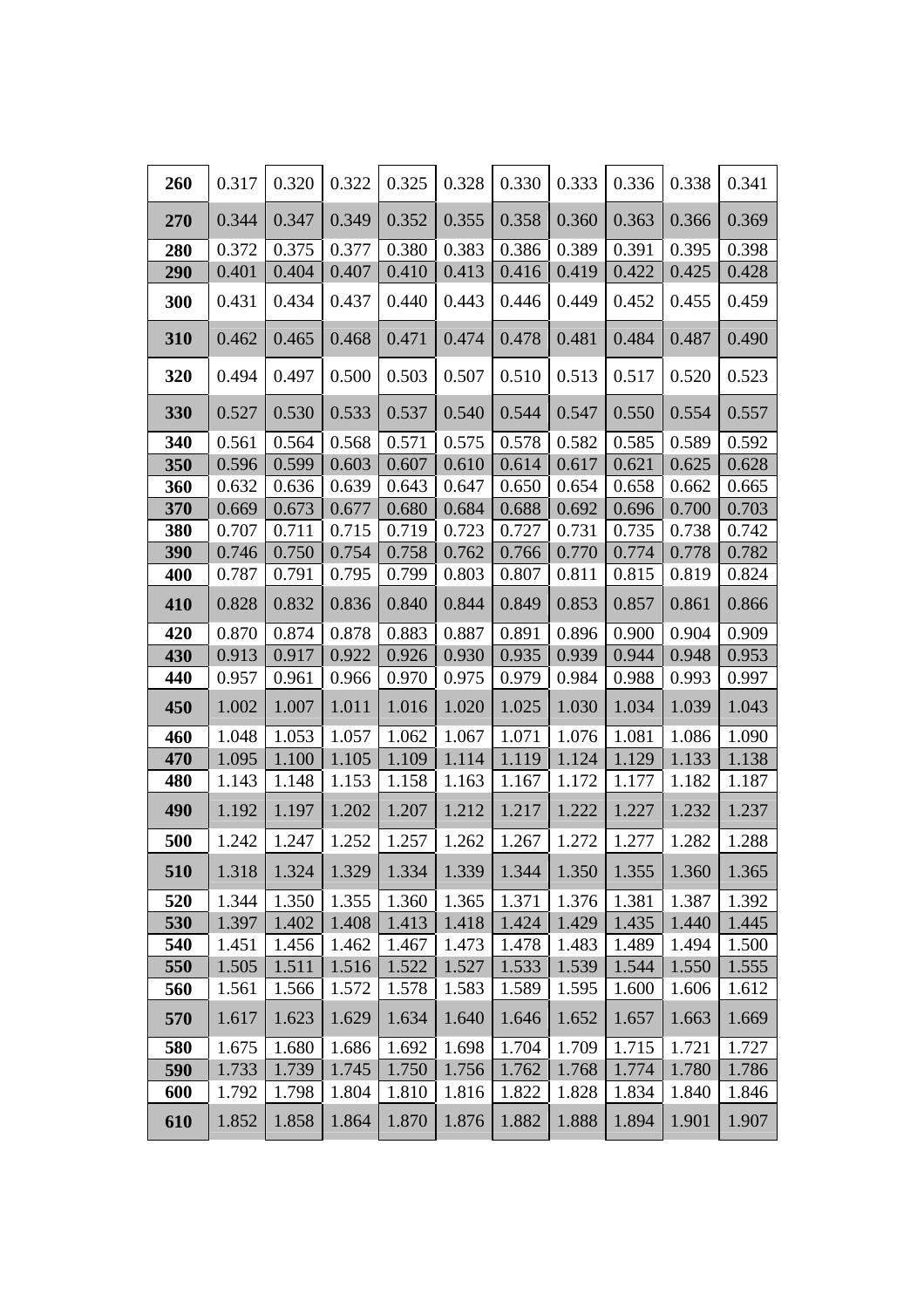| 260 | 0.317 | 0.320 | 0.322 | 0.325 | 0.328 | 0.330 | 0.333 | 0.336 | 0.338 | 0.341 |
|---|---|---|---|---|---|---|---|---|---|---|
| 270 | 0.344 | 0.347 | 0.349 | 0.352 | 0.355 | 0.358 | 0.360 | 0.363 | 0.366 | 0.369 |
| 280 | 0.372 | 0.375 | 0.377 | 0.380 | 0.383 | 0.386 | 0.389 | 0.391 | 0.395 | 0.398 |
| 290 | 0.401 | 0.404 | 0.407 | 0.410 | 0.413 | 0.416 | 0.419 | 0.422 | 0.425 | 0.428 |
| 300 | 0.431 | 0.434 | 0.437 | 0.440 | 0.443 | 0.446 | 0.449 | 0.452 | 0.455 | 0.459 |
| 310 | 0.462 | 0.465 | 0.468 | 0.471 | 0.474 | 0.478 | 0.481 | 0.484 | 0.487 | 0.490 |
| 320 | 0.494 | 0.497 | 0.500 | 0.503 | 0.507 | 0.510 | 0.513 | 0.517 | 0.520 | 0.523 |
| 330 | 0.527 | 0.530 | 0.533 | 0.537 | 0.540 | 0.544 | 0.547 | 0.550 | 0.554 | 0.557 |
| 340 | 0.561 | 0.564 | 0.568 | 0.571 | 0.575 | 0.578 | 0.582 | 0.585 | 0.589 | 0.592 |
| 350 | 0.596 | 0.599 | 0.603 | 0.607 | 0.610 | 0.614 | 0.617 | 0.621 | 0.625 | 0.628 |
| 360 | 0.632 | 0.636 | 0.639 | 0.643 | 0.647 | 0.650 | 0.654 | 0.658 | 0.662 | 0.665 |
| 370 | 0.669 | 0.673 | 0.677 | 0.680 | 0.684 | 0.688 | 0.692 | 0.696 | 0.700 | 0.703 |
| 380 | 0.707 | 0.711 | 0.715 | 0.719 | 0.723 | 0.727 | 0.731 | 0.735 | 0.738 | 0.742 |
| 390 | 0.746 | 0.750 | 0.754 | 0.758 | 0.762 | 0.766 | 0.770 | 0.774 | 0.778 | 0.782 |
| 400 | 0.787 | 0.791 | 0.795 | 0.799 | 0.803 | 0.807 | 0.811 | 0.815 | 0.819 | 0.824 |
| 410 | 0.828 | 0.832 | 0.836 | 0.840 | 0.844 | 0.849 | 0.853 | 0.857 | 0.861 | 0.866 |
| 420 | 0.870 | 0.874 | 0.878 | 0.883 | 0.887 | 0.891 | 0.896 | 0.900 | 0.904 | 0.909 |
| 430 | 0.913 | 0.917 | 0.922 | 0.926 | 0.930 | 0.935 | 0.939 | 0.944 | 0.948 | 0.953 |
| 440 | 0.957 | 0.961 | 0.966 | 0.970 | 0.975 | 0.979 | 0.984 | 0.988 | 0.993 | 0.997 |
| 450 | 1.002 | 1.007 | 1.011 | 1.016 | 1.020 | 1.025 | 1.030 | 1.034 | 1.039 | 1.043 |
| 460 | 1.048 | 1.053 | 1.057 | 1.062 | 1.067 | 1.071 | 1.076 | 1.081 | 1.086 | 1.090 |
| 470 | 1.095 | 1.100 | 1.105 | 1.109 | 1.114 | 1.119 | 1.124 | 1.129 | 1.133 | 1.138 |
| 480 | 1.143 | 1.148 | 1.153 | 1.158 | 1.163 | 1.167 | 1.172 | 1.177 | 1.182 | 1.187 |
| 490 | 1.192 | 1.197 | 1.202 | 1.207 | 1.212 | 1.217 | 1.222 | 1.227 | 1.232 | 1.237 |
| 500 | 1.242 | 1.247 | 1.252 | 1.257 | 1.262 | 1.267 | 1.272 | 1.277 | 1.282 | 1.288 |
| 510 | 1.318 | 1.324 | 1.329 | 1.334 | 1.339 | 1.344 | 1.350 | 1.355 | 1.360 | 1.365 |
| 520 | 1.344 | 1.350 | 1.355 | 1.360 | 1.365 | 1.371 | 1.376 | 1.381 | 1.387 | 1.392 |
| 530 | 1.397 | 1.402 | 1.408 | 1.413 | 1.418 | 1.424 | 1.429 | 1.435 | 1.440 | 1.445 |
| 540 | 1.451 | 1.456 | 1.462 | 1.467 | 1.473 | 1.478 | 1.483 | 1.489 | 1.494 | 1.500 |
| 550 | 1.505 | 1.511 | 1.516 | 1.522 | 1.527 | 1.533 | 1.539 | 1.544 | 1.550 | 1.555 |
| 560 | 1.561 | 1.566 | 1.572 | 1.578 | 1.583 | 1.589 | 1.595 | 1.600 | 1.606 | 1.612 |
| 570 | 1.617 | 1.623 | 1.629 | 1.634 | 1.640 | 1.646 | 1.652 | 1.657 | 1.663 | 1.669 |
| 580 | 1.675 | 1.680 | 1.686 | 1.692 | 1.698 | 1.704 | 1.709 | 1.715 | 1.721 | 1.727 |
| 590 | 1.733 | 1.739 | 1.745 | 1.750 | 1.756 | 1.762 | 1.768 | 1.774 | 1.780 | 1.786 |
| 600 | 1.792 | 1.798 | 1.804 | 1.810 | 1.816 | 1.822 | 1.828 | 1.834 | 1.840 | 1.846 |
| 610 | 1.852 | 1.858 | 1.864 | 1.870 | 1.876 | 1.882 | 1.888 | 1.894 | 1.901 | 1.907 |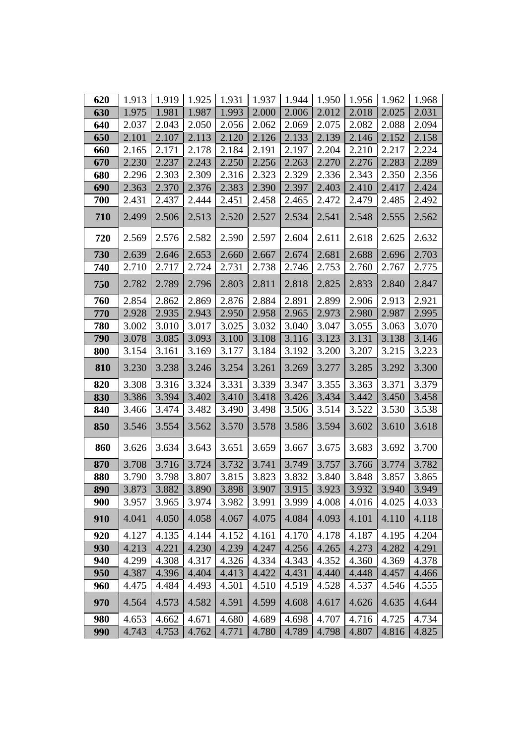| 620 | 1.913 | 1.919 | 1.925 | 1.931 | 1.937 | 1.944 | 1.950 | 1.956 | 1.962 | 1.968 |
|---|---|---|---|---|---|---|---|---|---|---|
| 630 | 1.975 | 1.981 | 1.987 | 1.993 | 2.000 | 2.006 | 2.012 | 2.018 | 2.025 | 2.031 |
| 640 | 2.037 | 2.043 | 2.050 | 2.056 | 2.062 | 2.069 | 2.075 | 2.082 | 2.088 | 2.094 |
| 650 | 2.101 | 2.107 | 2.113 | 2.120 | 2.126 | 2.133 | 2.139 | 2.146 | 2.152 | 2.158 |
| 660 | 2.165 | 2.171 | 2.178 | 2.184 | 2.191 | 2.197 | 2.204 | 2.210 | 2.217 | 2.224 |
| 670 | 2.230 | 2.237 | 2.243 | 2.250 | 2.256 | 2.263 | 2.270 | 2.276 | 2.283 | 2.289 |
| 680 | 2.296 | 2.303 | 2.309 | 2.316 | 2.323 | 2.329 | 2.336 | 2.343 | 2.350 | 2.356 |
| 690 | 2.363 | 2.370 | 2.376 | 2.383 | 2.390 | 2.397 | 2.403 | 2.410 | 2.417 | 2.424 |
| 700 | 2.431 | 2.437 | 2.444 | 2.451 | 2.458 | 2.465 | 2.472 | 2.479 | 2.485 | 2.492 |
| 710 | 2.499 | 2.506 | 2.513 | 2.520 | 2.527 | 2.534 | 2.541 | 2.548 | 2.555 | 2.562 |
| 720 | 2.569 | 2.576 | 2.582 | 2.590 | 2.597 | 2.604 | 2.611 | 2.618 | 2.625 | 2.632 |
| 730 | 2.639 | 2.646 | 2.653 | 2.660 | 2.667 | 2.674 | 2.681 | 2.688 | 2.696 | 2.703 |
| 740 | 2.710 | 2.717 | 2.724 | 2.731 | 2.738 | 2.746 | 2.753 | 2.760 | 2.767 | 2.775 |
| 750 | 2.782 | 2.789 | 2.796 | 2.803 | 2.811 | 2.818 | 2.825 | 2.833 | 2.840 | 2.847 |
| 760 | 2.854 | 2.862 | 2.869 | 2.876 | 2.884 | 2.891 | 2.899 | 2.906 | 2.913 | 2.921 |
| 770 | 2.928 | 2.935 | 2.943 | 2.950 | 2.958 | 2.965 | 2.973 | 2.980 | 2.987 | 2.995 |
| 780 | 3.002 | 3.010 | 3.017 | 3.025 | 3.032 | 3.040 | 3.047 | 3.055 | 3.063 | 3.070 |
| 790 | 3.078 | 3.085 | 3.093 | 3.100 | 3.108 | 3.116 | 3.123 | 3.131 | 3.138 | 3.146 |
| 800 | 3.154 | 3.161 | 3.169 | 3.177 | 3.184 | 3.192 | 3.200 | 3.207 | 3.215 | 3.223 |
| 810 | 3.230 | 3.238 | 3.246 | 3.254 | 3.261 | 3.269 | 3.277 | 3.285 | 3.292 | 3.300 |
| 820 | 3.308 | 3.316 | 3.324 | 3.331 | 3.339 | 3.347 | 3.355 | 3.363 | 3.371 | 3.379 |
| 830 | 3.386 | 3.394 | 3.402 | 3.410 | 3.418 | 3.426 | 3.434 | 3.442 | 3.450 | 3.458 |
| 840 | 3.466 | 3.474 | 3.482 | 3.490 | 3.498 | 3.506 | 3.514 | 3.522 | 3.530 | 3.538 |
| 850 | 3.546 | 3.554 | 3.562 | 3.570 | 3.578 | 3.586 | 3.594 | 3.602 | 3.610 | 3.618 |
| 860 | 3.626 | 3.634 | 3.643 | 3.651 | 3.659 | 3.667 | 3.675 | 3.683 | 3.692 | 3.700 |
| 870 | 3.708 | 3.716 | 3.724 | 3.732 | 3.741 | 3.749 | 3.757 | 3.766 | 3.774 | 3.782 |
| 880 | 3.790 | 3.798 | 3.807 | 3.815 | 3.823 | 3.832 | 3.840 | 3.848 | 3.857 | 3.865 |
| 890 | 3.873 | 3.882 | 3.890 | 3.898 | 3.907 | 3.915 | 3.923 | 3.932 | 3.940 | 3.949 |
| 900 | 3.957 | 3.965 | 3.974 | 3.982 | 3.991 | 3.999 | 4.008 | 4.016 | 4.025 | 4.033 |
| 910 | 4.041 | 4.050 | 4.058 | 4.067 | 4.075 | 4.084 | 4.093 | 4.101 | 4.110 | 4.118 |
| 920 | 4.127 | 4.135 | 4.144 | 4.152 | 4.161 | 4.170 | 4.178 | 4.187 | 4.195 | 4.204 |
| 930 | 4.213 | 4.221 | 4.230 | 4.239 | 4.247 | 4.256 | 4.265 | 4.273 | 4.282 | 4.291 |
| 940 | 4.299 | 4.308 | 4.317 | 4.326 | 4.334 | 4.343 | 4.352 | 4.360 | 4.369 | 4.378 |
| 950 | 4.387 | 4.396 | 4.404 | 4.413 | 4.422 | 4.431 | 4.440 | 4.448 | 4.457 | 4.466 |
| 960 | 4.475 | 4.484 | 4.493 | 4.501 | 4.510 | 4.519 | 4.528 | 4.537 | 4.546 | 4.555 |
| 970 | 4.564 | 4.573 | 4.582 | 4.591 | 4.599 | 4.608 | 4.617 | 4.626 | 4.635 | 4.644 |
| 980 | 4.653 | 4.662 | 4.671 | 4.680 | 4.689 | 4.698 | 4.707 | 4.716 | 4.725 | 4.734 |
| 990 | 4.743 | 4.753 | 4.762 | 4.771 | 4.780 | 4.789 | 4.798 | 4.807 | 4.816 | 4.825 |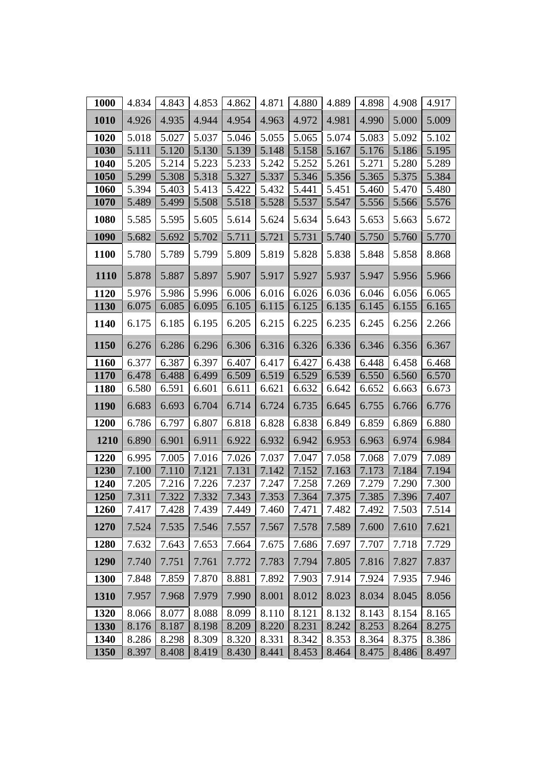| 1000 | 4.834 | 4.843 | 4.853 | 4.862 | 4.871 | 4.880 | 4.889 | 4.898 | 4.908 | 4.917 |
|---|---|---|---|---|---|---|---|---|---|---|
| 1010 | 4.926 | 4.935 | 4.944 | 4.954 | 4.963 | 4.972 | 4.981 | 4.990 | 5.000 | 5.009 |
| 1020 | 5.018 | 5.027 | 5.037 | 5.046 | 5.055 | 5.065 | 5.074 | 5.083 | 5.092 | 5.102 |
| 1030 | 5.111 | 5.120 | 5.130 | 5.139 | 5.148 | 5.158 | 5.167 | 5.176 | 5.186 | 5.195 |
| 1040 | 5.205 | 5.214 | 5.223 | 5.233 | 5.242 | 5.252 | 5.261 | 5.271 | 5.280 | 5.289 |
| 1050 | 5.299 | 5.308 | 5.318 | 5.327 | 5.337 | 5.346 | 5.356 | 5.365 | 5.375 | 5.384 |
| 1060 | 5.394 | 5.403 | 5.413 | 5.422 | 5.432 | 5.441 | 5.451 | 5.460 | 5.470 | 5.480 |
| 1070 | 5.489 | 5.499 | 5.508 | 5.518 | 5.528 | 5.537 | 5.547 | 5.556 | 5.566 | 5.576 |
| 1080 | 5.585 | 5.595 | 5.605 | 5.614 | 5.624 | 5.634 | 5.643 | 5.653 | 5.663 | 5.672 |
| 1090 | 5.682 | 5.692 | 5.702 | 5.711 | 5.721 | 5.731 | 5.740 | 5.750 | 5.760 | 5.770 |
| 1100 | 5.780 | 5.789 | 5.799 | 5.809 | 5.819 | 5.828 | 5.838 | 5.848 | 5.858 | 8.868 |
| 1110 | 5.878 | 5.887 | 5.897 | 5.907 | 5.917 | 5.927 | 5.937 | 5.947 | 5.956 | 5.966 |
| 1120 | 5.976 | 5.986 | 5.996 | 6.006 | 6.016 | 6.026 | 6.036 | 6.046 | 6.056 | 6.065 |
| 1130 | 6.075 | 6.085 | 6.095 | 6.105 | 6.115 | 6.125 | 6.135 | 6.145 | 6.155 | 6.165 |
| 1140 | 6.175 | 6.185 | 6.195 | 6.205 | 6.215 | 6.225 | 6.235 | 6.245 | 6.256 | 2.266 |
| 1150 | 6.276 | 6.286 | 6.296 | 6.306 | 6.316 | 6.326 | 6.336 | 6.346 | 6.356 | 6.367 |
| 1160 | 6.377 | 6.387 | 6.397 | 6.407 | 6.417 | 6.427 | 6.438 | 6.448 | 6.458 | 6.468 |
| 1170 | 6.478 | 6.488 | 6.499 | 6.509 | 6.519 | 6.529 | 6.539 | 6.550 | 6.560 | 6.570 |
| 1180 | 6.580 | 6.591 | 6.601 | 6.611 | 6.621 | 6.632 | 6.642 | 6.652 | 6.663 | 6.673 |
| 1190 | 6.683 | 6.693 | 6.704 | 6.714 | 6.724 | 6.735 | 6.645 | 6.755 | 6.766 | 6.776 |
| 1200 | 6.786 | 6.797 | 6.807 | 6.818 | 6.828 | 6.838 | 6.849 | 6.859 | 6.869 | 6.880 |
| 1210 | 6.890 | 6.901 | 6.911 | 6.922 | 6.932 | 6.942 | 6.953 | 6.963 | 6.974 | 6.984 |
| 1220 | 6.995 | 7.005 | 7.016 | 7.026 | 7.037 | 7.047 | 7.058 | 7.068 | 7.079 | 7.089 |
| 1230 | 7.100 | 7.110 | 7.121 | 7.131 | 7.142 | 7.152 | 7.163 | 7.173 | 7.184 | 7.194 |
| 1240 | 7.205 | 7.216 | 7.226 | 7.237 | 7.247 | 7.258 | 7.269 | 7.279 | 7.290 | 7.300 |
| 1250 | 7.311 | 7.322 | 7.332 | 7.343 | 7.353 | 7.364 | 7.375 | 7.385 | 7.396 | 7.407 |
| 1260 | 7.417 | 7.428 | 7.439 | 7.449 | 7.460 | 7.471 | 7.482 | 7.492 | 7.503 | 7.514 |
| 1270 | 7.524 | 7.535 | 7.546 | 7.557 | 7.567 | 7.578 | 7.589 | 7.600 | 7.610 | 7.621 |
| 1280 | 7.632 | 7.643 | 7.653 | 7.664 | 7.675 | 7.686 | 7.697 | 7.707 | 7.718 | 7.729 |
| 1290 | 7.740 | 7.751 | 7.761 | 7.772 | 7.783 | 7.794 | 7.805 | 7.816 | 7.827 | 7.837 |
| 1300 | 7.848 | 7.859 | 7.870 | 8.881 | 7.892 | 7.903 | 7.914 | 7.924 | 7.935 | 7.946 |
| 1310 | 7.957 | 7.968 | 7.979 | 7.990 | 8.001 | 8.012 | 8.023 | 8.034 | 8.045 | 8.056 |
| 1320 | 8.066 | 8.077 | 8.088 | 8.099 | 8.110 | 8.121 | 8.132 | 8.143 | 8.154 | 8.165 |
| 1330 | 8.176 | 8.187 | 8.198 | 8.209 | 8.220 | 8.231 | 8.242 | 8.253 | 8.264 | 8.275 |
| 1340 | 8.286 | 8.298 | 8.309 | 8.320 | 8.331 | 8.342 | 8.353 | 8.364 | 8.375 | 8.386 |
| 1350 | 8.397 | 8.408 | 8.419 | 8.430 | 8.441 | 8.453 | 8.464 | 8.475 | 8.486 | 8.497 |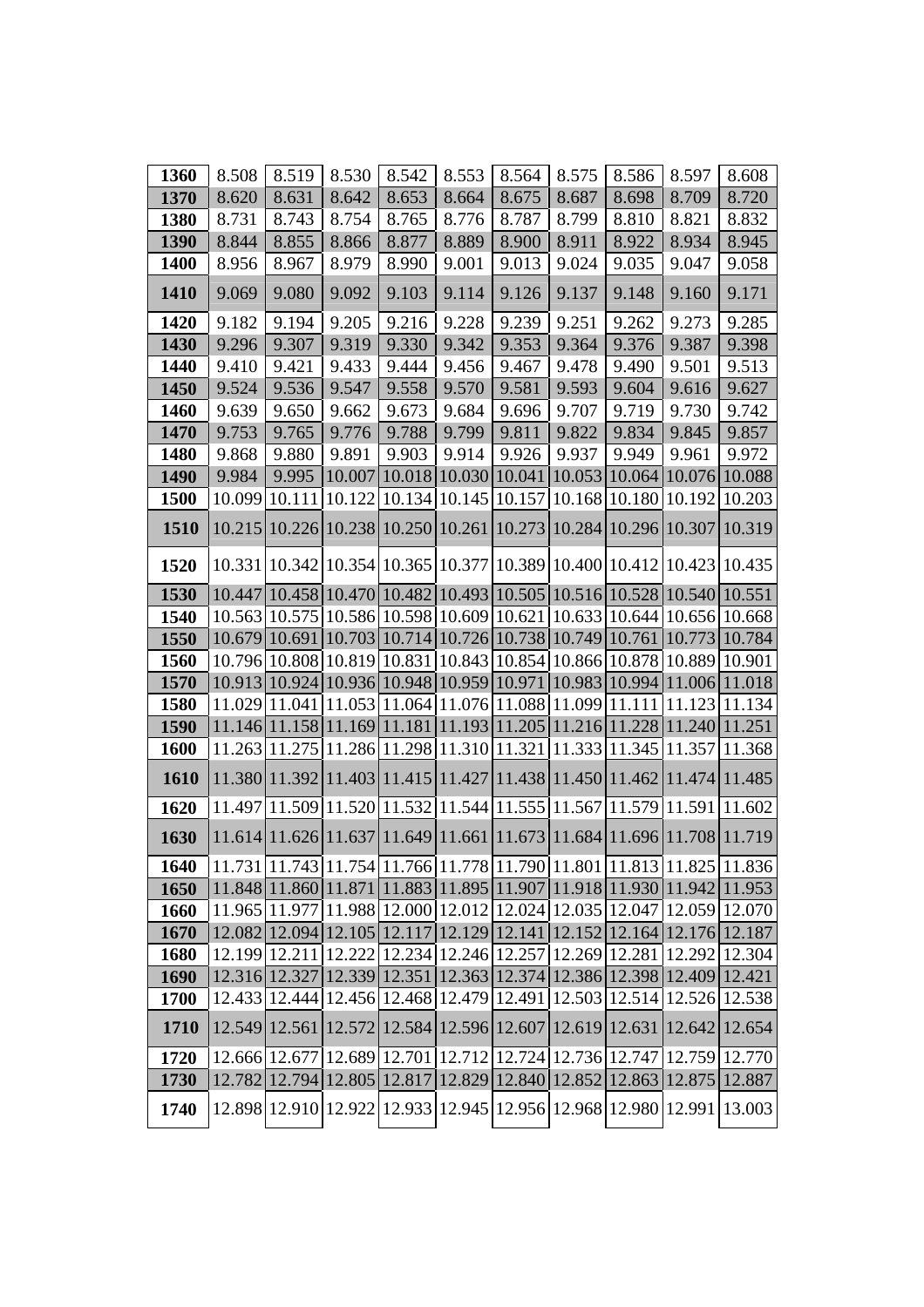| 1360 | 8.508 | 8.519 | 8.530 | 8.542 | 8.553 | 8.564 | 8.575 | 8.586 | 8.597 | 8.608 |
|---|---|---|---|---|---|---|---|---|---|---|
| 1370 | 8.620 | 8.631 | 8.642 | 8.653 | 8.664 | 8.675 | 8.687 | 8.698 | 8.709 | 8.720 |
| 1380 | 8.731 | 8.743 | 8.754 | 8.765 | 8.776 | 8.787 | 8.799 | 8.810 | 8.821 | 8.832 |
| 1390 | 8.844 | 8.855 | 8.866 | 8.877 | 8.889 | 8.900 | 8.911 | 8.922 | 8.934 | 8.945 |
| 1400 | 8.956 | 8.967 | 8.979 | 8.990 | 9.001 | 9.013 | 9.024 | 9.035 | 9.047 | 9.058 |
| 1410 | 9.069 | 9.080 | 9.092 | 9.103 | 9.114 | 9.126 | 9.137 | 9.148 | 9.160 | 9.171 |
| 1420 | 9.182 | 9.194 | 9.205 | 9.216 | 9.228 | 9.239 | 9.251 | 9.262 | 9.273 | 9.285 |
| 1430 | 9.296 | 9.307 | 9.319 | 9.330 | 9.342 | 9.353 | 9.364 | 9.376 | 9.387 | 9.398 |
| 1440 | 9.410 | 9.421 | 9.433 | 9.444 | 9.456 | 9.467 | 9.478 | 9.490 | 9.501 | 9.513 |
| 1450 | 9.524 | 9.536 | 9.547 | 9.558 | 9.570 | 9.581 | 9.593 | 9.604 | 9.616 | 9.627 |
| 1460 | 9.639 | 9.650 | 9.662 | 9.673 | 9.684 | 9.696 | 9.707 | 9.719 | 9.730 | 9.742 |
| 1470 | 9.753 | 9.765 | 9.776 | 9.788 | 9.799 | 9.811 | 9.822 | 9.834 | 9.845 | 9.857 |
| 1480 | 9.868 | 9.880 | 9.891 | 9.903 | 9.914 | 9.926 | 9.937 | 9.949 | 9.961 | 9.972 |
| 1490 | 9.984 | 9.995 | 10.007 | 10.018 | 10.030 | 10.041 | 10.053 | 10.064 | 10.076 | 10.088 |
| 1500 | 10.099 | 10.111 | 10.122 | 10.134 | 10.145 | 10.157 | 10.168 | 10.180 | 10.192 | 10.203 |
| 1510 | 10.215 | 10.226 | 10.238 | 10.250 | 10.261 | 10.273 | 10.284 | 10.296 | 10.307 | 10.319 |
| 1520 | 10.331 | 10.342 | 10.354 | 10.365 | 10.377 | 10.389 | 10.400 | 10.412 | 10.423 | 10.435 |
| 1530 | 10.447 | 10.458 | 10.470 | 10.482 | 10.493 | 10.505 | 10.516 | 10.528 | 10.540 | 10.551 |
| 1540 | 10.563 | 10.575 | 10.586 | 10.598 | 10.609 | 10.621 | 10.633 | 10.644 | 10.656 | 10.668 |
| 1550 | 10.679 | 10.691 | 10.703 | 10.714 | 10.726 | 10.738 | 10.749 | 10.761 | 10.773 | 10.784 |
| 1560 | 10.796 | 10.808 | 10.819 | 10.831 | 10.843 | 10.854 | 10.866 | 10.878 | 10.889 | 10.901 |
| 1570 | 10.913 | 10.924 | 10.936 | 10.948 | 10.959 | 10.971 | 10.983 | 10.994 | 11.006 | 11.018 |
| 1580 | 11.029 | 11.041 | 11.053 | 11.064 | 11.076 | 11.088 | 11.099 | 11.111 | 11.123 | 11.134 |
| 1590 | 11.146 | 11.158 | 11.169 | 11.181 | 11.193 | 11.205 | 11.216 | 11.228 | 11.240 | 11.251 |
| 1600 | 11.263 | 11.275 | 11.286 | 11.298 | 11.310 | 11.321 | 11.333 | 11.345 | 11.357 | 11.368 |
| 1610 | 11.380 | 11.392 | 11.403 | 11.415 | 11.427 | 11.438 | 11.450 | 11.462 | 11.474 | 11.485 |
| 1620 | 11.497 | 11.509 | 11.520 | 11.532 | 11.544 | 11.555 | 11.567 | 11.579 | 11.591 | 11.602 |
| 1630 | 11.614 | 11.626 | 11.637 | 11.649 | 11.661 | 11.673 | 11.684 | 11.696 | 11.708 | 11.719 |
| 1640 | 11.731 | 11.743 | 11.754 | 11.766 | 11.778 | 11.790 | 11.801 | 11.813 | 11.825 | 11.836 |
| 1650 | 11.848 | 11.860 | 11.871 | 11.883 | 11.895 | 11.907 | 11.918 | 11.930 | 11.942 | 11.953 |
| 1660 | 11.965 | 11.977 | 11.988 | 12.000 | 12.012 | 12.024 | 12.035 | 12.047 | 12.059 | 12.070 |
| 1670 | 12.082 | 12.094 | 12.105 | 12.117 | 12.129 | 12.141 | 12.152 | 12.164 | 12.176 | 12.187 |
| 1680 | 12.199 | 12.211 | 12.222 | 12.234 | 12.246 | 12.257 | 12.269 | 12.281 | 12.292 | 12.304 |
| 1690 | 12.316 | 12.327 | 12.339 | 12.351 | 12.363 | 12.374 | 12.386 | 12.398 | 12.409 | 12.421 |
| 1700 | 12.433 | 12.444 | 12.456 | 12.468 | 12.479 | 12.491 | 12.503 | 12.514 | 12.526 | 12.538 |
| 1710 | 12.549 | 12.561 | 12.572 | 12.584 | 12.596 | 12.607 | 12.619 | 12.631 | 12.642 | 12.654 |
| 1720 | 12.666 | 12.677 | 12.689 | 12.701 | 12.712 | 12.724 | 12.736 | 12.747 | 12.759 | 12.770 |
| 1730 | 12.782 | 12.794 | 12.805 | 12.817 | 12.829 | 12.840 | 12.852 | 12.863 | 12.875 | 12.887 |
| 1740 | 12.898 | 12.910 | 12.922 | 12.933 | 12.945 | 12.956 | 12.968 | 12.980 | 12.991 | 13.003 |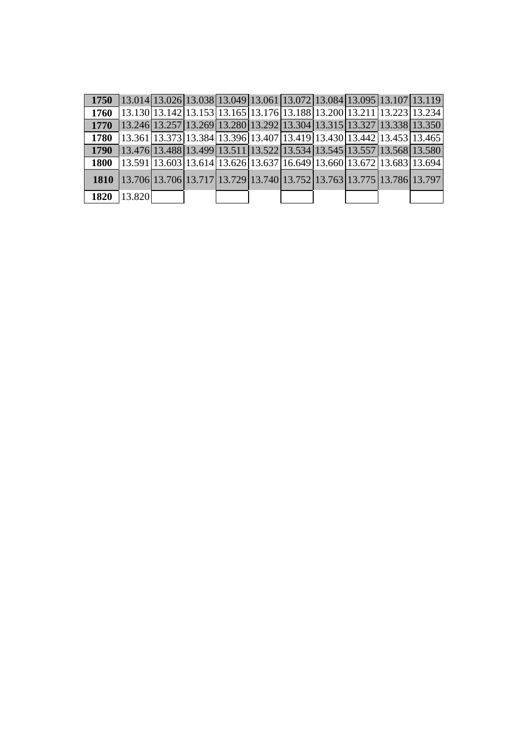| | | | | | | | | | | |
|---|---|---|---|---|---|---|---|---|---|---|
| **1750** | 13.014 | 13.026 | 13.038 | 13.049 | 13.061 | 13.072 | 13.084 | 13.095 | 13.107 | 13.119 |
| **1760** | 13.130 | 13.142 | 13.153 | 13.165 | 13.176 | 13.188 | 13.200 | 13.211 | 13.223 | 13.234 |
| **1770** | 13.246 | 13.257 | 13.269 | 13.280 | 13.292 | 13.304 | 13.315 | 13.327 | 13.338 | 13.350 |
| **1780** | 13.361 | 13.373 | 13.384 | 13.396 | 13.407 | 13.419 | 13.430 | 13.442 | 13.453 | 13.465 |
| **1790** | 13.476 | 13.488 | 13.499 | 13.511 | 13.522 | 13.534 | 13.545 | 13.557 | 13.568 | 13.580 |
| **1800** | 13.591 | 13.603 | 13.614 | 13.626 | 13.637 | 16.649 | 13.660 | 13.672 | 13.683 | 13.694 |
| **1810** | 13.706 | 13.706 | 13.717 | 13.729 | 13.740 | 13.752 | 13.763 | 13.775 | 13.786 | 13.797 |
| **1820** | 13.820 | | | | | | | | | |